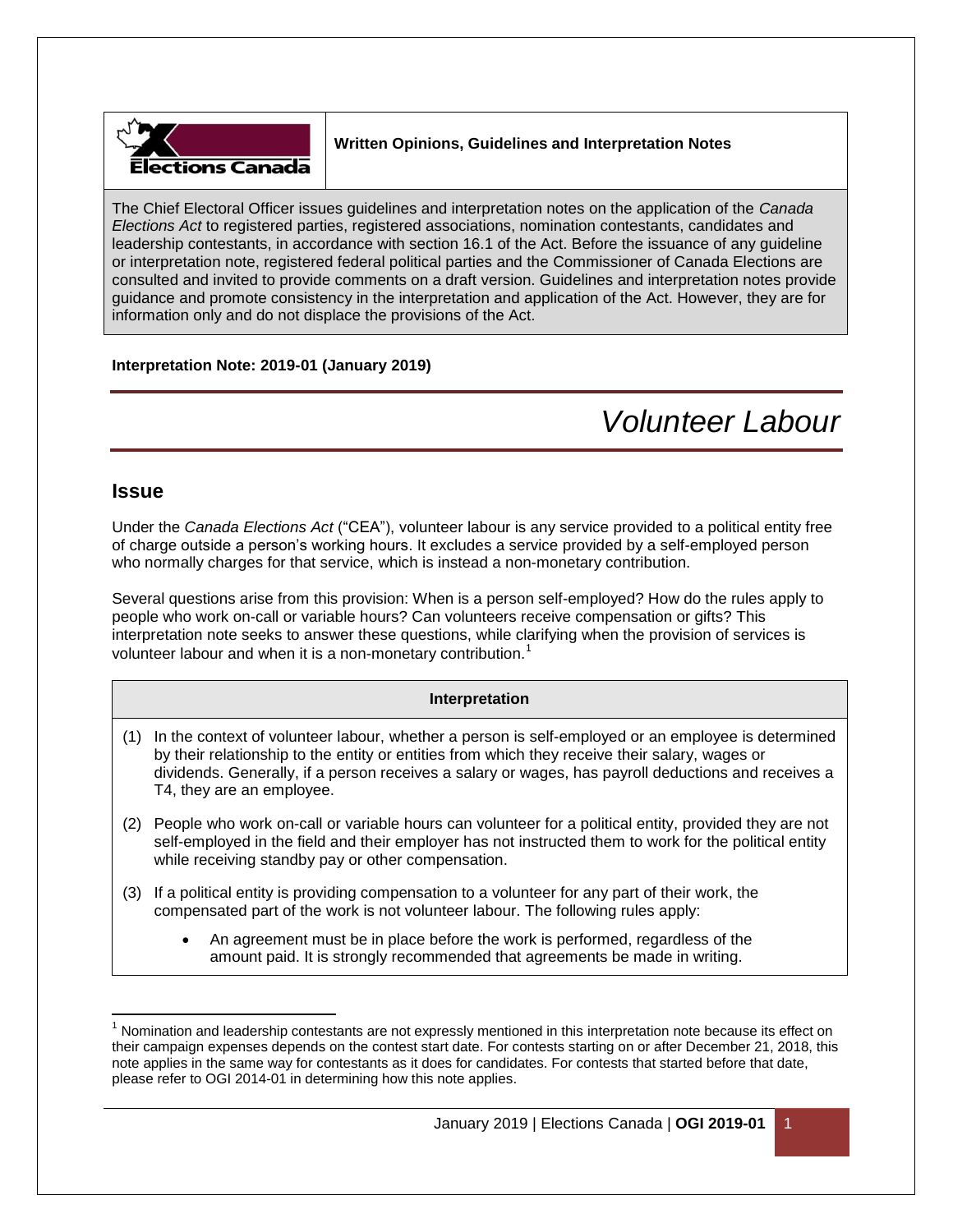**Written Opinions, Guidelines and Interpretation Notes**

The Chief Electoral Officer issues guidelines and interpretation notes on the application of the *Canada Elections Act* to registered parties, registered associations, nomination contestants, candidates and leadership contestants, in accordance with section 16.1 of the Act. Before the issuance of any guideline or interpretation note, registered federal political parties and the Commissioner of Canada Elections are consulted and invited to provide comments on a draft version. Guidelines and interpretation notes provide guidance and promote consistency in the interpretation and application of the Act. However, they are for information only and do not displace the provisions of the Act.

**Interpretation Note: 2019-01 (January 2019)**

# *Volunteer Labour*

## Issue

Under the *Canada Elections Act* ("CEA"), volunteer labour is any service provided to a political entity free of charge outside a person's working hours. It excludes a service provided by a self-employed person who normally charges for that service, which is instead a non-monetary contribution.

Several questions arise from this provision: When is a person self-employed? How do the rules apply to people who work on-call or variable hours? Can volunteers receive compensation or gifts? This interpretation note seeks to answer these questions, while clarifying when the provision of services is volunteer labour and when it is a non-monetary contribution.[1]

**Interpretation**

(1) In the context of volunteer labour, whether a person is self-employed or an employee is determined by their relationship to the entity or entities from which they receive their salary, wages or dividends. Generally, if a person receives a salary or wages, has payroll deductions and receives a T4, they are an employee.

(2) People who work on-call or variable hours can volunteer for a political entity, provided they are not self-employed in the field and their employer has not instructed them to work for the political entity while receiving standby pay or other compensation.

(3) If a political entity is providing compensation to a volunteer for any part of their work, the compensated part of the work is not volunteer labour. The following rules apply:

- An agreement must be in place before the work is performed, regardless of the amount paid. It is strongly recommended that agreements be made in writing.

[1] Nomination and leadership contestants are not expressly mentioned in this interpretation note because its effect on their campaign expenses depends on the contest start date. For contests starting on or after December 21, 2018, this note applies in the same way for contestants as it does for candidates. For contests that started before that date, please refer to OGI 2014-01 in determining how this note applies.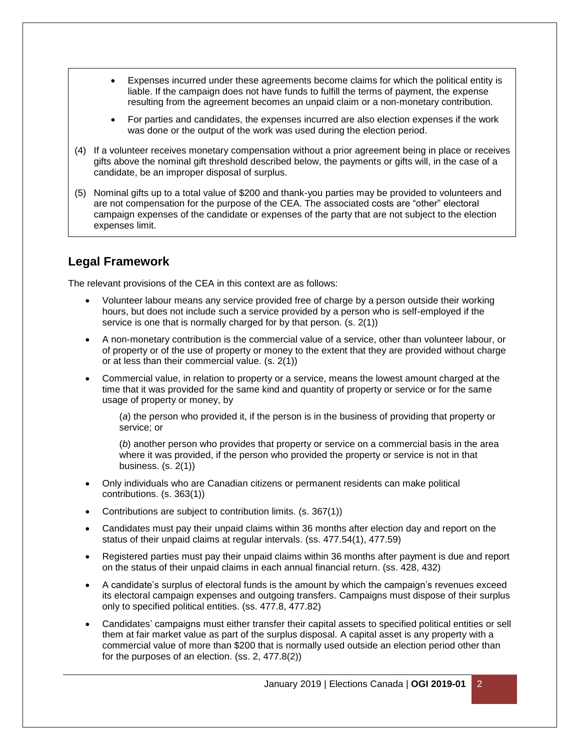- Expenses incurred under these agreements become claims for which the political entity is liable. If the campaign does not have funds to fulfill the terms of payment, the expense resulting from the agreement becomes an unpaid claim or a non-monetary contribution.
- For parties and candidates, the expenses incurred are also election expenses if the work was done or the output of the work was used during the election period.

(4) If a volunteer receives monetary compensation without a prior agreement being in place or receives gifts above the nominal gift threshold described below, the payments or gifts will, in the case of a candidate, be an improper disposal of surplus.

(5) Nominal gifts up to a total value of $200 and thank-you parties may be provided to volunteers and are not compensation for the purpose of the CEA. The associated costs are "other" electoral campaign expenses of the candidate or expenses of the party that are not subject to the election expenses limit.

## Legal Framework

The relevant provisions of the CEA in this context are as follows:

- Volunteer labour means any service provided free of charge by a person outside their working hours, but does not include such a service provided by a person who is self-employed if the service is one that is normally charged for by that person. (s. 2(1))
- A non-monetary contribution is the commercial value of a service, other than volunteer labour, or of property or of the use of property or money to the extent that they are provided without charge or at less than their commercial value. (s. 2(1))
- Commercial value, in relation to property or a service, means the lowest amount charged at the time that it was provided for the same kind and quantity of property or service or for the same usage of property or money, by

  (*a*) the person who provided it, if the person is in the business of providing that property or service; or

  (*b*) another person who provides that property or service on a commercial basis in the area where it was provided, if the person who provided the property or service is not in that business. (s. 2(1))
- Only individuals who are Canadian citizens or permanent residents can make political contributions. (s. 363(1))
- Contributions are subject to contribution limits. (s. 367(1))
- Candidates must pay their unpaid claims within 36 months after election day and report on the status of their unpaid claims at regular intervals. (ss. 477.54(1), 477.59)
- Registered parties must pay their unpaid claims within 36 months after payment is due and report on the status of their unpaid claims in each annual financial return. (ss. 428, 432)
- A candidate's surplus of electoral funds is the amount by which the campaign's revenues exceed its electoral campaign expenses and outgoing transfers. Campaigns must dispose of their surplus only to specified political entities. (ss. 477.8, 477.82)
- Candidates' campaigns must either transfer their capital assets to specified political entities or sell them at fair market value as part of the surplus disposal. A capital asset is any property with a commercial value of more than $200 that is normally used outside an election period other than for the purposes of an election. (ss. 2, 477.8(2))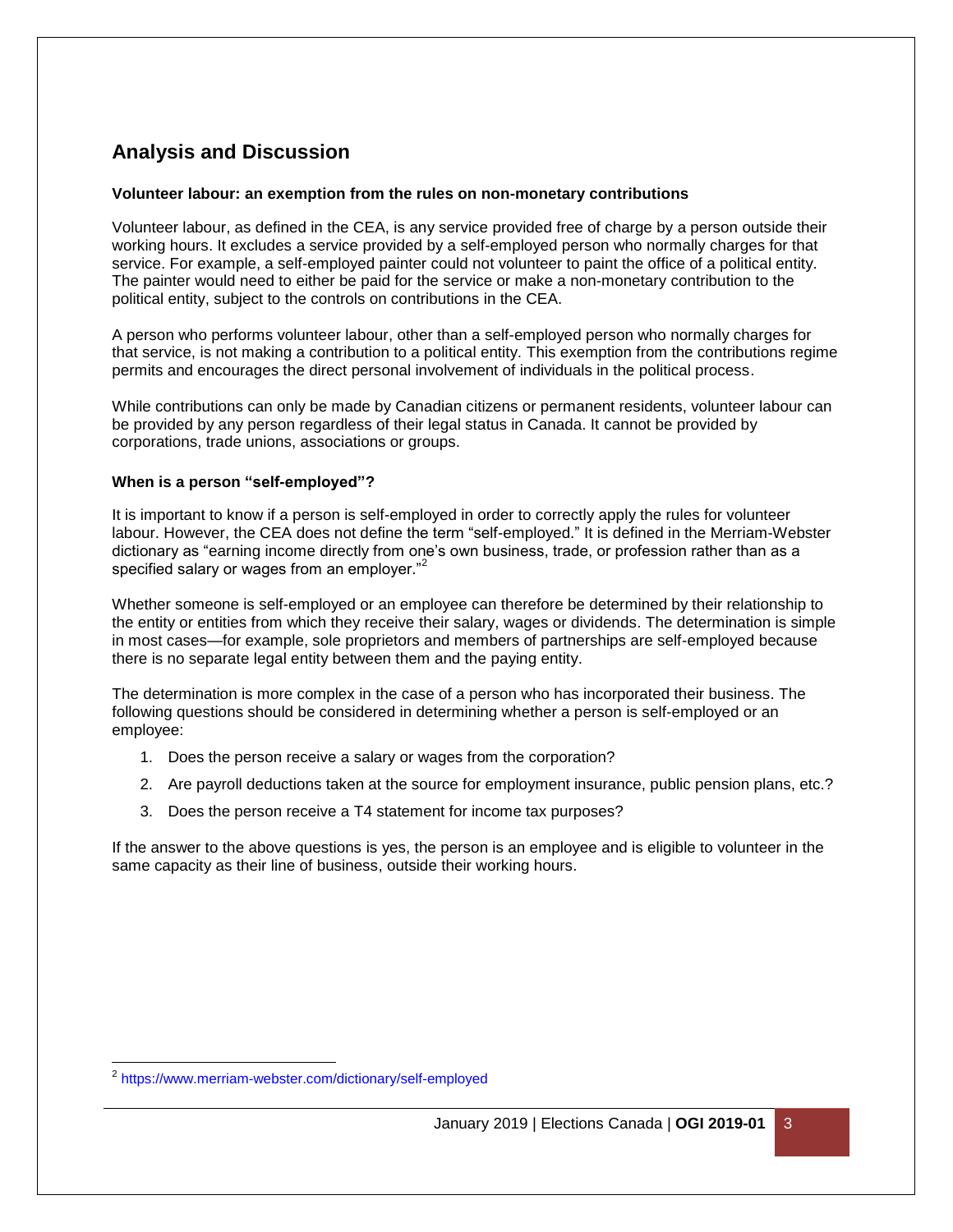## Analysis and Discussion

### Volunteer labour: an exemption from the rules on non-monetary contributions

Volunteer labour, as defined in the CEA, is any service provided free of charge by a person outside their working hours. It excludes a service provided by a self-employed person who normally charges for that service. For example, a self-employed painter could not volunteer to paint the office of a political entity. The painter would need to either be paid for the service or make a non-monetary contribution to the political entity, subject to the controls on contributions in the CEA.

A person who performs volunteer labour, other than a self-employed person who normally charges for that service, is not making a contribution to a political entity. This exemption from the contributions regime permits and encourages the direct personal involvement of individuals in the political process.

While contributions can only be made by Canadian citizens or permanent residents, volunteer labour can be provided by any person regardless of their legal status in Canada. It cannot be provided by corporations, trade unions, associations or groups.

### When is a person "self-employed"?

It is important to know if a person is self-employed in order to correctly apply the rules for volunteer labour. However, the CEA does not define the term "self-employed." It is defined in the Merriam-Webster dictionary as "earning income directly from one's own business, trade, or profession rather than as a specified salary or wages from an employer."[2]

Whether someone is self-employed or an employee can therefore be determined by their relationship to the entity or entities from which they receive their salary, wages or dividends. The determination is simple in most cases—for example, sole proprietors and members of partnerships are self-employed because there is no separate legal entity between them and the paying entity.

The determination is more complex in the case of a person who has incorporated their business. The following questions should be considered in determining whether a person is self-employed or an employee:

1. Does the person receive a salary or wages from the corporation?
2. Are payroll deductions taken at the source for employment insurance, public pension plans, etc.?
3. Does the person receive a T4 statement for income tax purposes?

If the answer to the above questions is yes, the person is an employee and is eligible to volunteer in the same capacity as their line of business, outside their working hours.

---

[2] https://www.merriam-webster.com/dictionary/self-employed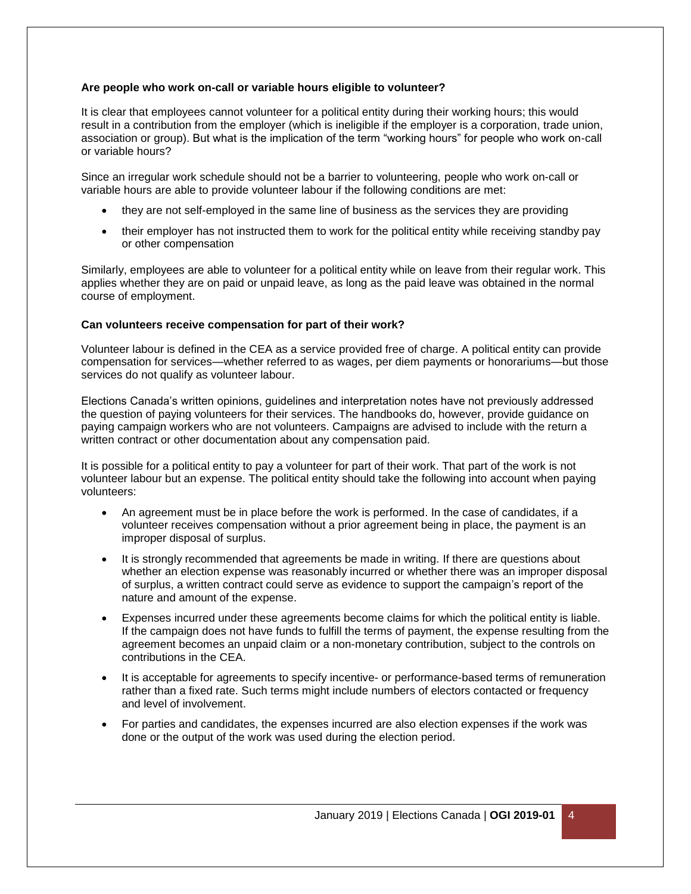**Are people who work on-call or variable hours eligible to volunteer?**

It is clear that employees cannot volunteer for a political entity during their working hours; this would result in a contribution from the employer (which is ineligible if the employer is a corporation, trade union, association or group). But what is the implication of the term "working hours" for people who work on-call or variable hours?

Since an irregular work schedule should not be a barrier to volunteering, people who work on-call or variable hours are able to provide volunteer labour if the following conditions are met:

- they are not self-employed in the same line of business as the services they are providing
- their employer has not instructed them to work for the political entity while receiving standby pay or other compensation

Similarly, employees are able to volunteer for a political entity while on leave from their regular work. This applies whether they are on paid or unpaid leave, as long as the paid leave was obtained in the normal course of employment.

**Can volunteers receive compensation for part of their work?**

Volunteer labour is defined in the CEA as a service provided free of charge. A political entity can provide compensation for services—whether referred to as wages, per diem payments or honorariums—but those services do not qualify as volunteer labour.

Elections Canada's written opinions, guidelines and interpretation notes have not previously addressed the question of paying volunteers for their services. The handbooks do, however, provide guidance on paying campaign workers who are not volunteers. Campaigns are advised to include with the return a written contract or other documentation about any compensation paid.

It is possible for a political entity to pay a volunteer for part of their work. That part of the work is not volunteer labour but an expense. The political entity should take the following into account when paying volunteers:

- An agreement must be in place before the work is performed. In the case of candidates, if a volunteer receives compensation without a prior agreement being in place, the payment is an improper disposal of surplus.
- It is strongly recommended that agreements be made in writing. If there are questions about whether an election expense was reasonably incurred or whether there was an improper disposal of surplus, a written contract could serve as evidence to support the campaign's report of the nature and amount of the expense.
- Expenses incurred under these agreements become claims for which the political entity is liable. If the campaign does not have funds to fulfill the terms of payment, the expense resulting from the agreement becomes an unpaid claim or a non-monetary contribution, subject to the controls on contributions in the CEA.
- It is acceptable for agreements to specify incentive- or performance-based terms of remuneration rather than a fixed rate. Such terms might include numbers of electors contacted or frequency and level of involvement.
- For parties and candidates, the expenses incurred are also election expenses if the work was done or the output of the work was used during the election period.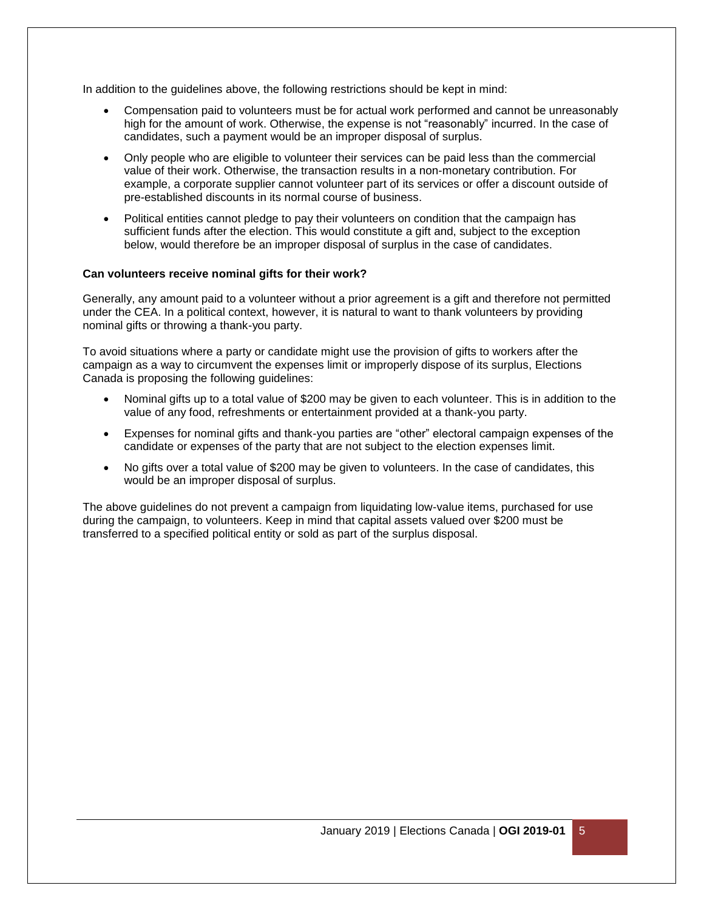In addition to the guidelines above, the following restrictions should be kept in mind:

- Compensation paid to volunteers must be for actual work performed and cannot be unreasonably high for the amount of work. Otherwise, the expense is not "reasonably" incurred. In the case of candidates, such a payment would be an improper disposal of surplus.
- Only people who are eligible to volunteer their services can be paid less than the commercial value of their work. Otherwise, the transaction results in a non-monetary contribution. For example, a corporate supplier cannot volunteer part of its services or offer a discount outside of pre-established discounts in its normal course of business.
- Political entities cannot pledge to pay their volunteers on condition that the campaign has sufficient funds after the election. This would constitute a gift and, subject to the exception below, would therefore be an improper disposal of surplus in the case of candidates.

**Can volunteers receive nominal gifts for their work?**

Generally, any amount paid to a volunteer without a prior agreement is a gift and therefore not permitted under the CEA. In a political context, however, it is natural to want to thank volunteers by providing nominal gifts or throwing a thank-you party.

To avoid situations where a party or candidate might use the provision of gifts to workers after the campaign as a way to circumvent the expenses limit or improperly dispose of its surplus, Elections Canada is proposing the following guidelines:

- Nominal gifts up to a total value of $200 may be given to each volunteer. This is in addition to the value of any food, refreshments or entertainment provided at a thank-you party.
- Expenses for nominal gifts and thank-you parties are "other" electoral campaign expenses of the candidate or expenses of the party that are not subject to the election expenses limit.
- No gifts over a total value of $200 may be given to volunteers. In the case of candidates, this would be an improper disposal of surplus.

The above guidelines do not prevent a campaign from liquidating low-value items, purchased for use during the campaign, to volunteers. Keep in mind that capital assets valued over $200 must be transferred to a specified political entity or sold as part of the surplus disposal.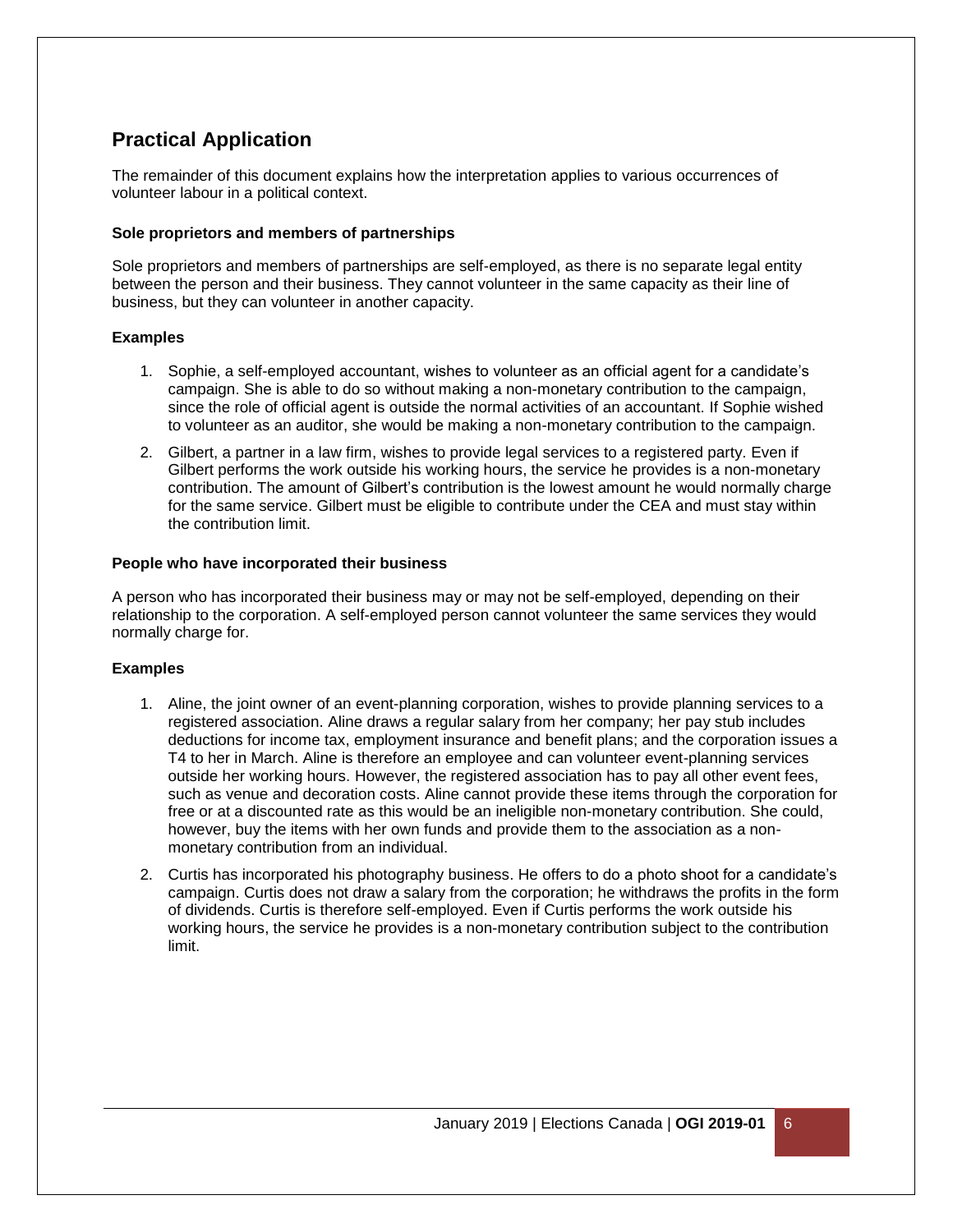## Practical Application

The remainder of this document explains how the interpretation applies to various occurrences of volunteer labour in a political context.

### Sole proprietors and members of partnerships

Sole proprietors and members of partnerships are self-employed, as there is no separate legal entity between the person and their business. They cannot volunteer in the same capacity as their line of business, but they can volunteer in another capacity.

#### Examples

1. Sophie, a self-employed accountant, wishes to volunteer as an official agent for a candidate's campaign. She is able to do so without making a non-monetary contribution to the campaign, since the role of official agent is outside the normal activities of an accountant. If Sophie wished to volunteer as an auditor, she would be making a non-monetary contribution to the campaign.
2. Gilbert, a partner in a law firm, wishes to provide legal services to a registered party. Even if Gilbert performs the work outside his working hours, the service he provides is a non-monetary contribution. The amount of Gilbert's contribution is the lowest amount he would normally charge for the same service. Gilbert must be eligible to contribute under the CEA and must stay within the contribution limit.

### People who have incorporated their business

A person who has incorporated their business may or may not be self-employed, depending on their relationship to the corporation. A self-employed person cannot volunteer the same services they would normally charge for.

#### Examples

1. Aline, the joint owner of an event-planning corporation, wishes to provide planning services to a registered association. Aline draws a regular salary from her company; her pay stub includes deductions for income tax, employment insurance and benefit plans; and the corporation issues a T4 to her in March. Aline is therefore an employee and can volunteer event-planning services outside her working hours. However, the registered association has to pay all other event fees, such as venue and decoration costs. Aline cannot provide these items through the corporation for free or at a discounted rate as this would be an ineligible non-monetary contribution. She could, however, buy the items with her own funds and provide them to the association as a non-monetary contribution from an individual.
2. Curtis has incorporated his photography business. He offers to do a photo shoot for a candidate's campaign. Curtis does not draw a salary from the corporation; he withdraws the profits in the form of dividends. Curtis is therefore self-employed. Even if Curtis performs the work outside his working hours, the service he provides is a non-monetary contribution subject to the contribution limit.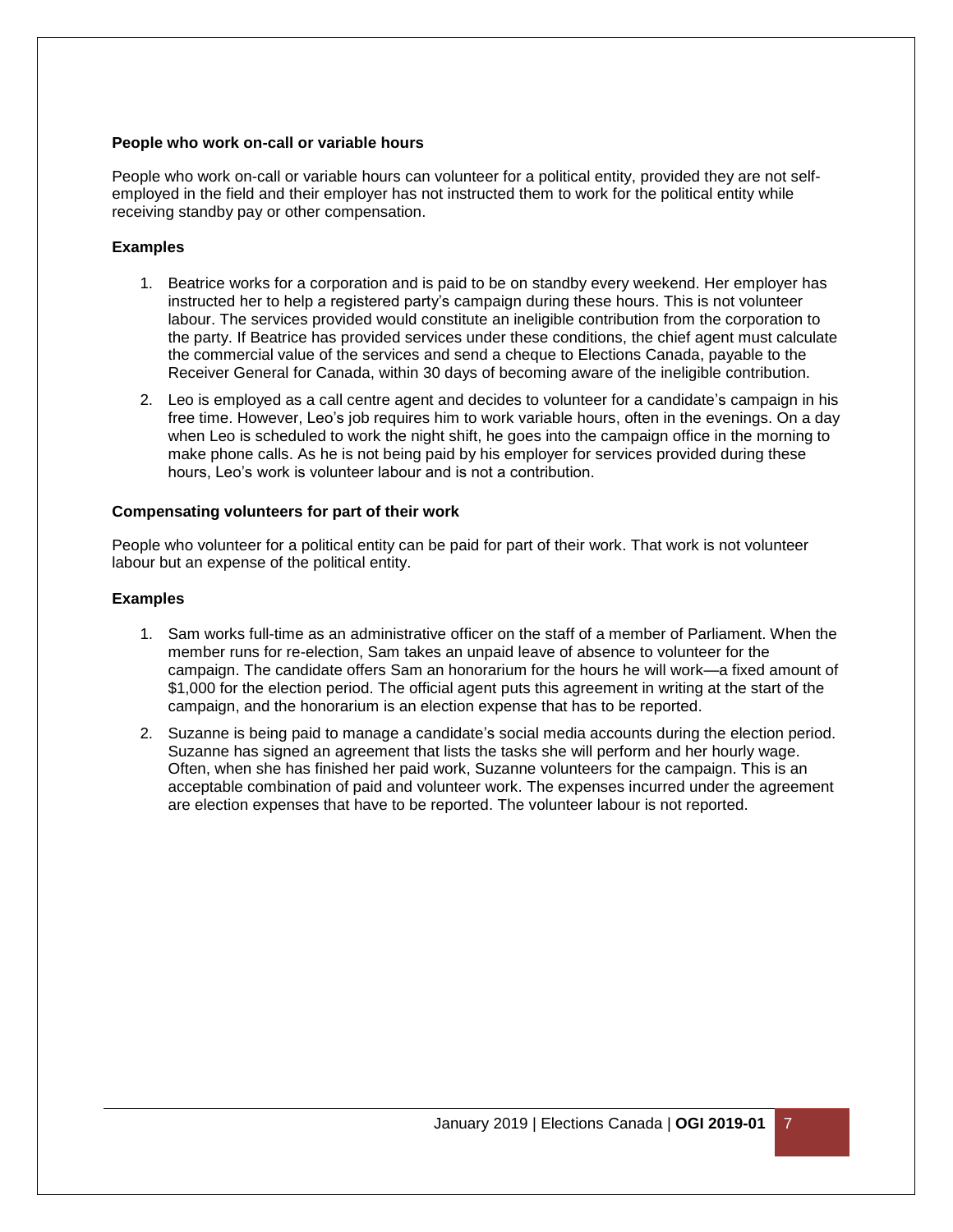**People who work on-call or variable hours**

People who work on-call or variable hours can volunteer for a political entity, provided they are not self-employed in the field and their employer has not instructed them to work for the political entity while receiving standby pay or other compensation.

**Examples**

1. Beatrice works for a corporation and is paid to be on standby every weekend. Her employer has instructed her to help a registered party's campaign during these hours. This is not volunteer labour. The services provided would constitute an ineligible contribution from the corporation to the party. If Beatrice has provided services under these conditions, the chief agent must calculate the commercial value of the services and send a cheque to Elections Canada, payable to the Receiver General for Canada, within 30 days of becoming aware of the ineligible contribution.
2. Leo is employed as a call centre agent and decides to volunteer for a candidate's campaign in his free time. However, Leo's job requires him to work variable hours, often in the evenings. On a day when Leo is scheduled to work the night shift, he goes into the campaign office in the morning to make phone calls. As he is not being paid by his employer for services provided during these hours, Leo's work is volunteer labour and is not a contribution.

**Compensating volunteers for part of their work**

People who volunteer for a political entity can be paid for part of their work. That work is not volunteer labour but an expense of the political entity.

**Examples**

1. Sam works full-time as an administrative officer on the staff of a member of Parliament. When the member runs for re-election, Sam takes an unpaid leave of absence to volunteer for the campaign. The candidate offers Sam an honorarium for the hours he will work—a fixed amount of $1,000 for the election period. The official agent puts this agreement in writing at the start of the campaign, and the honorarium is an election expense that has to be reported.
2. Suzanne is being paid to manage a candidate's social media accounts during the election period. Suzanne has signed an agreement that lists the tasks she will perform and her hourly wage. Often, when she has finished her paid work, Suzanne volunteers for the campaign. This is an acceptable combination of paid and volunteer work. The expenses incurred under the agreement are election expenses that have to be reported. The volunteer labour is not reported.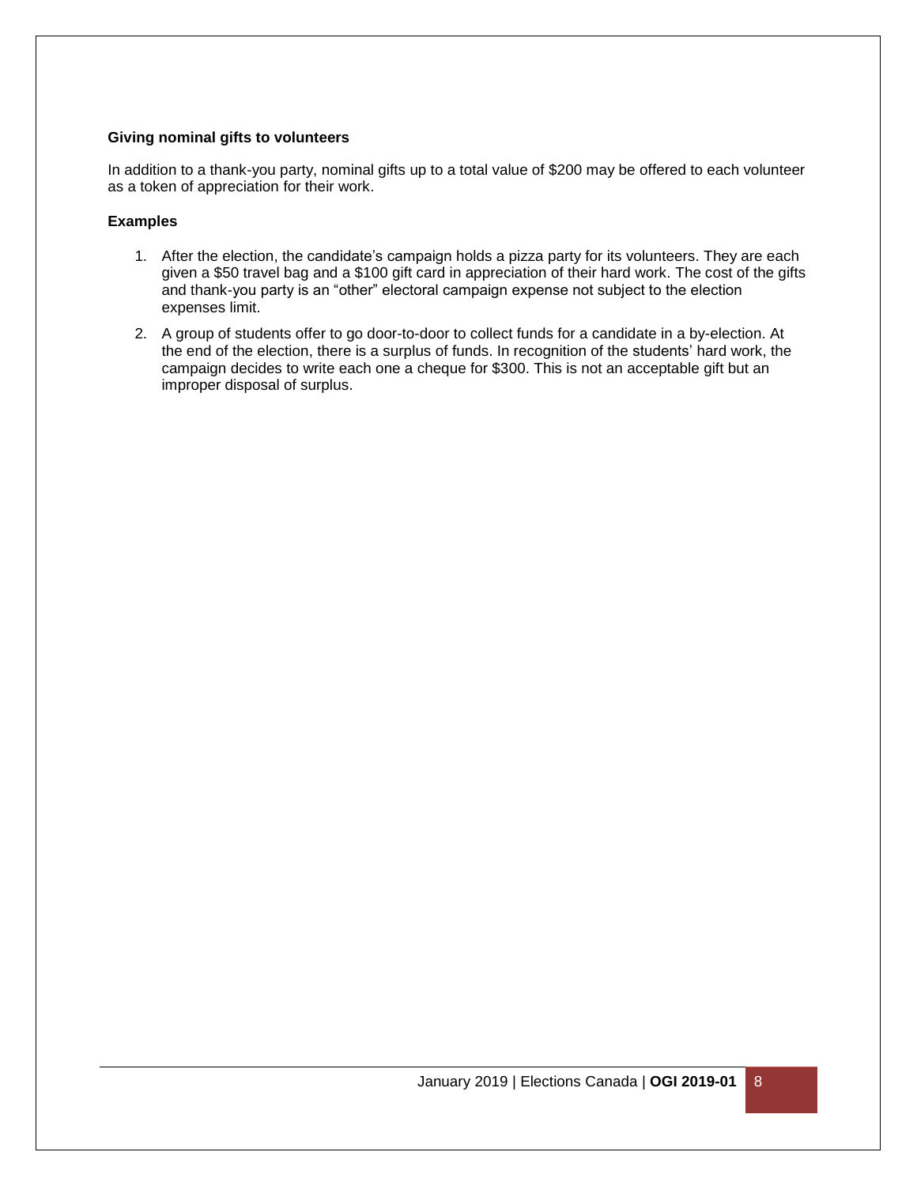**Giving nominal gifts to volunteers**

In addition to a thank-you party, nominal gifts up to a total value of $200 may be offered to each volunteer as a token of appreciation for their work.

**Examples**

1. After the election, the candidate's campaign holds a pizza party for its volunteers. They are each given a $50 travel bag and a $100 gift card in appreciation of their hard work. The cost of the gifts and thank-you party is an "other" electoral campaign expense not subject to the election expenses limit.
2. A group of students offer to go door-to-door to collect funds for a candidate in a by-election. At the end of the election, there is a surplus of funds. In recognition of the students' hard work, the campaign decides to write each one a cheque for $300. This is not an acceptable gift but an improper disposal of surplus.